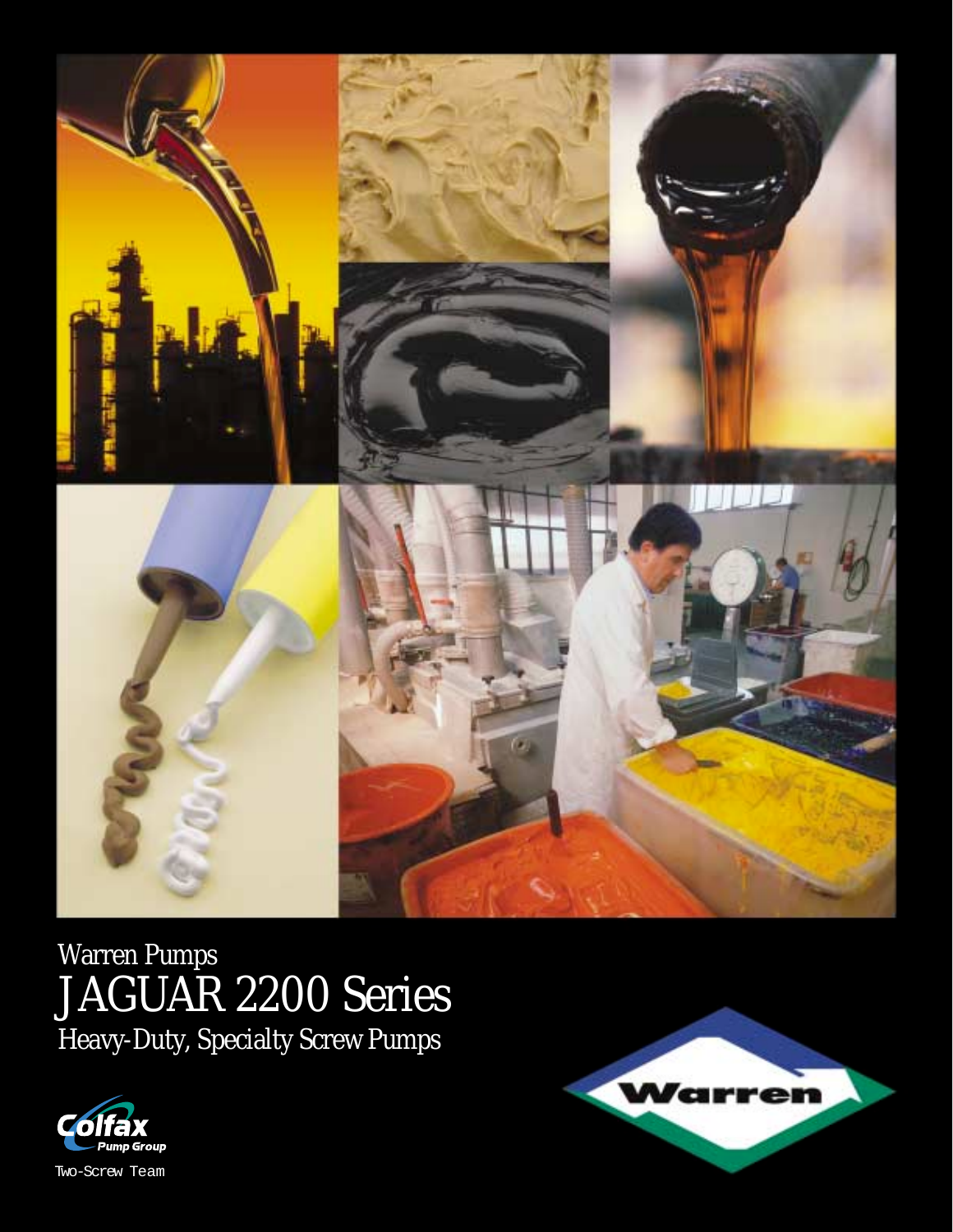Warren Pumps

# JAGUAR 2200 Series

## Heavy-Duty, Specialty Screw Pumps

Colfax Pump Group

Two-Screw Team

Warren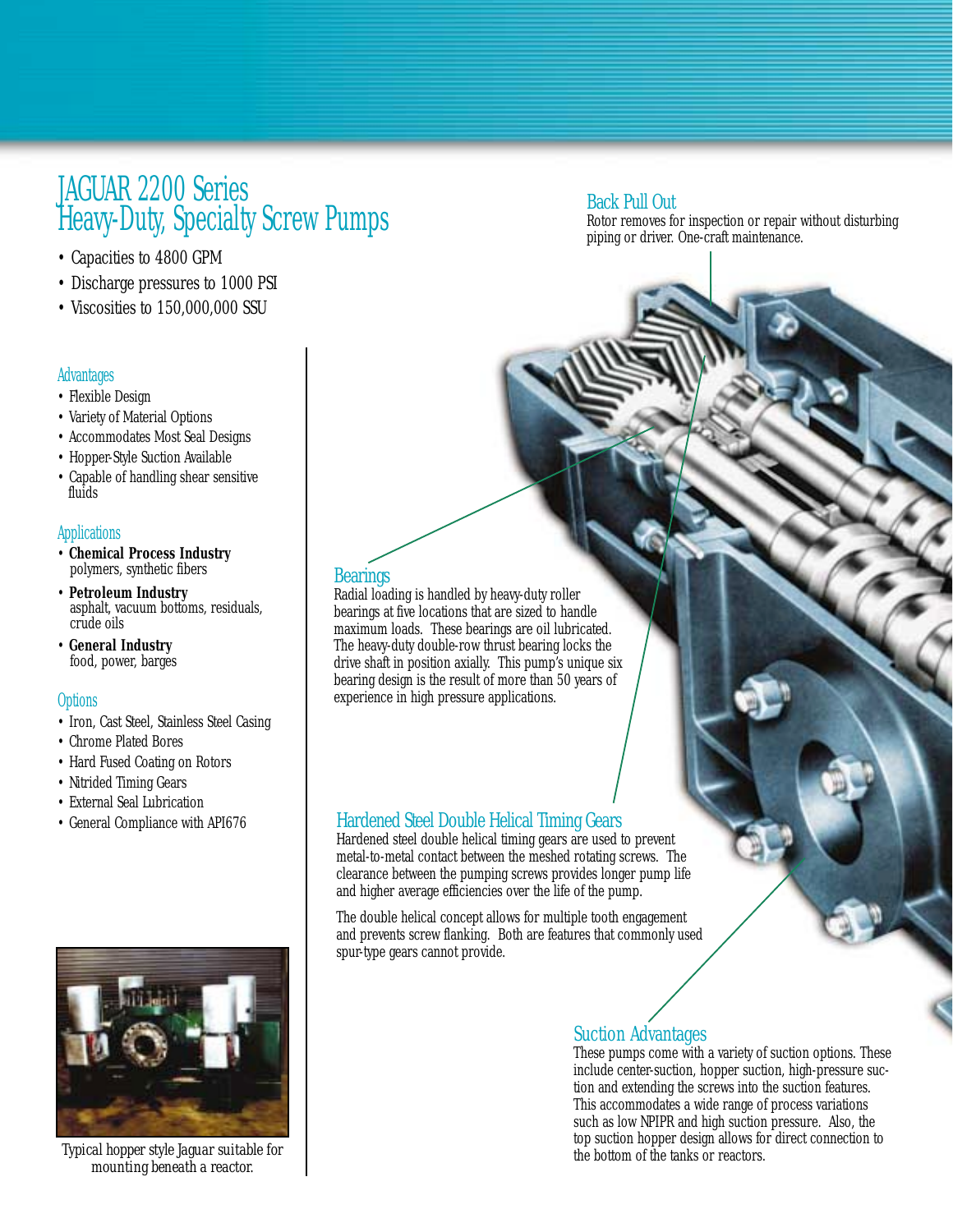# JAGUAR 2200 Series
# Heavy-Duty, Specialty Screw Pumps

- Capacities to 4800 GPM
- Discharge pressures to 1000 PSI
- Viscosities to 150,000,000 SSU

## Advantages

- Flexible Design
- Variety of Material Options
- Accommodates Most Seal Designs
- Hopper-Style Suction Available
- Capable of handling shear sensitive fluids

## Applications

- **Chemical Process Industry**
  polymers, synthetic fibers
- **Petroleum Industry**
  asphalt, vacuum bottoms, residuals, crude oils
- **General Industry**
  food, power, barges

## Options

- Iron, Cast Steel, Stainless Steel Casing
- Chrome Plated Bores
- Hard Fused Coating on Rotors
- Nitrided Timing Gears
- External Seal Lubrication
- General Compliance with API676

Typical hopper style Jaguar suitable for mounting beneath a reactor.

## Back Pull Out

Rotor removes for inspection or repair without disturbing piping or driver. One-craft maintenance.

## Bearings

Radial loading is handled by heavy-duty roller bearings at five locations that are sized to handle maximum loads. These bearings are oil lubricated. The heavy-duty double-row thrust bearing locks the drive shaft in position axially. This pump's unique six bearing design is the result of more than 50 years of experience in high pressure applications.

## Hardened Steel Double Helical Timing Gears

Hardened steel double helical timing gears are used to prevent metal-to-metal contact between the meshed rotating screws. The clearance between the pumping screws provides longer pump life and higher average efficiencies over the life of the pump.

The double helical concept allows for multiple tooth engagement and prevents screw flanking. Both are features that commonly used spur-type gears cannot provide.

## Suction Advantages

These pumps come with a variety of suction options. These include center-suction, hopper suction, high-pressure suction and extending the screws into the suction features. This accommodates a wide range of process variations such as low NPIPR and high suction pressure. Also, the top suction hopper design allows for direct connection to the bottom of the tanks or reactors.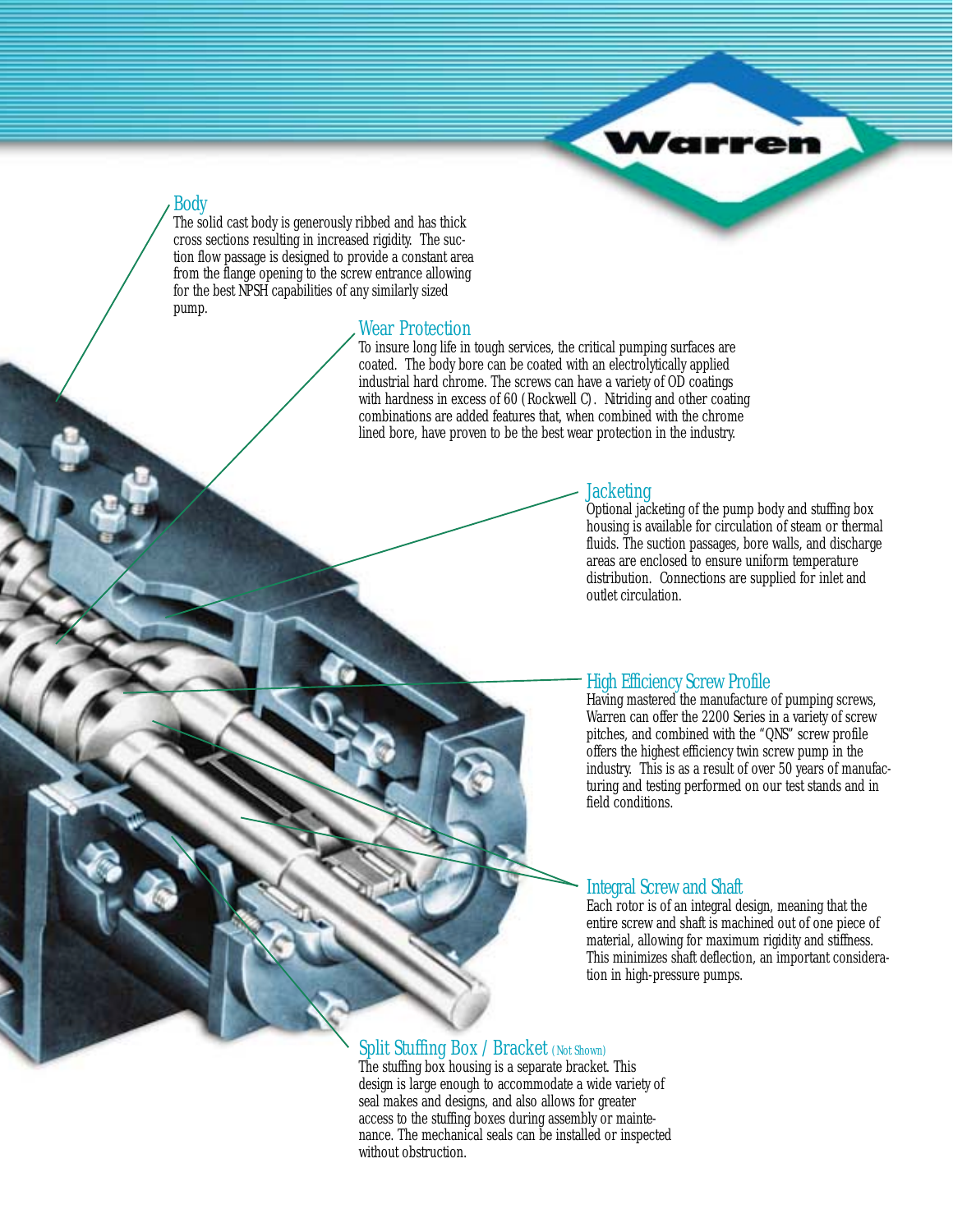## Body

The solid cast body is generously ribbed and has thick cross sections resulting in increased rigidity. The suction flow passage is designed to provide a constant area from the flange opening to the screw entrance allowing for the best NPSH capabilities of any similarly sized pump.

## Wear Protection

To insure long life in tough services, the critical pumping surfaces are coated. The body bore can be coated with an electrolytically applied industrial hard chrome. The screws can have a variety of OD coatings with hardness in excess of 60 (Rockwell C). Nitriding and other coating combinations are added features that, when combined with the chrome lined bore, have proven to be the best wear protection in the industry.

## Jacketing

Optional jacketing of the pump body and stuffing box housing is available for circulation of steam or thermal fluids. The suction passages, bore walls, and discharge areas are enclosed to ensure uniform temperature distribution. Connections are supplied for inlet and outlet circulation.

## High Efficiency Screw Profile

Having mastered the manufacture of pumping screws, Warren can offer the 2200 Series in a variety of screw pitches, and combined with the "QNS" screw profile offers the highest efficiency twin screw pump in the industry. This is as a result of over 50 years of manufacturing and testing performed on our test stands and in field conditions.

## Integral Screw and Shaft

Each rotor is of an integral design, meaning that the entire screw and shaft is machined out of one piece of material, allowing for maximum rigidity and stiffness. This minimizes shaft deflection, an important consideration in high-pressure pumps.

## Split Stuffing Box / Bracket (Not Shown)

The stuffing box housing is a separate bracket. This design is large enough to accommodate a wide variety of seal makes and designs, and also allows for greater access to the stuffing boxes during assembly or maintenance. The mechanical seals can be installed or inspected without obstruction.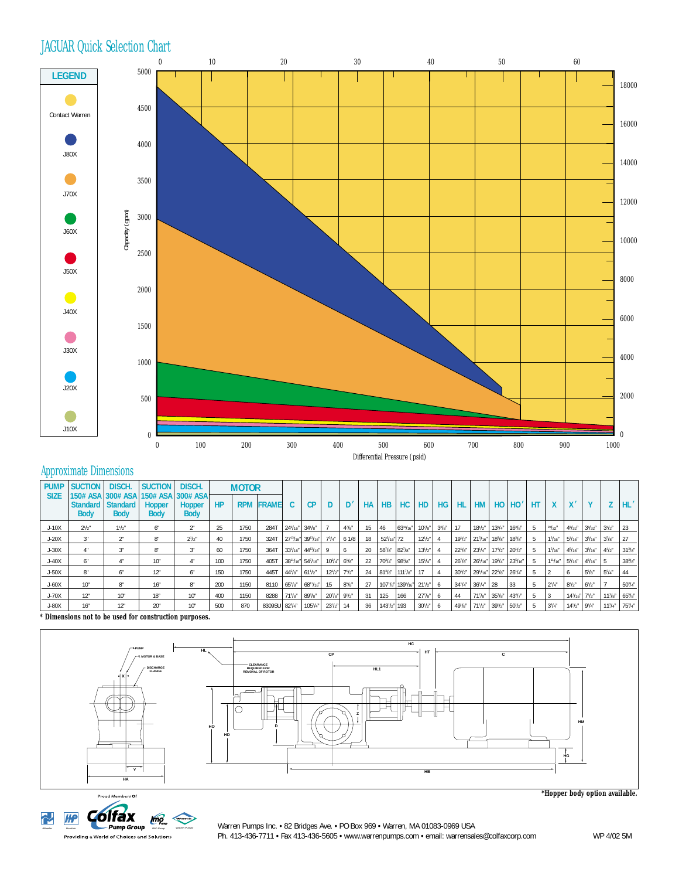# JAGUAR Quick Selection Chart

LEGEND

Contact Warren

J80X

J70X

J60X

J50X

J40X

J30X

J20X

J10X

Capacity (gpm)

0 500 1000 1500 2000 2500 3000 3500 4000 4500 5000

0 10 20 30 40 50 60

0 2000 4000 6000 8000 10000 12000 14000 16000 18000

0 100 200 300 400 500 600 700 800 900 1000

Differential Pressure (psid)

## Approximate Dimensions

| PUMP SIZE | SUCTION 150# ASA Standard Body | DISCH. 300# ASA Standard Body | SUCTION 150# ASA Hopper Body | DISCH. 300# ASA Hopper Body | MOTOR HP | RPM | FRAME | C | CP | D | D′ | HA | HB | HC | HD | HG | HL | HM | HO | HO′ | HT | X | X′ | Y | Z | HL′ |
|---|---|---|---|---|---|---|---|---|---|---|---|---|---|---|---|---|---|---|---|---|---|---|---|---|---|---|
| J-10X | 2 1/2" | 1 1/2" | 6" | 2" | 25 | 1750 | 284T | 24 9/16" | 34 1/8" | 7 | 4 7/8 | 15 | 46 | 63 15/16" | 10 7/8" | 3 5/8" | 17 | 18 1/2" | 13 3/4" | 16 5/8" | 5 | 29/32" | 4 9/32" | 3 9/32" | 3 1/2" | 23 |
| J-20X | 3" | 2" | 8" | 2 1/2" | 40 | 1750 | 324T | 27 13/16" | 39 13/16" | 7 3/4" | 6 1/8 | 18 | 52 9/16" | 72 | 12 1/2" | 4 | 19 1/2" | 21 7/16" | 18 5/8" | 18 5/8" | 5 | 1 5/16" | 5 7/16" | 3 5/16" | 3 7/8" | 27 |
| J-30X | 4" | 3" | 8" | 3" | 60 | 1750 | 364T | 33 1/16" | 44 15/16" | 9 | 6 | 20 | 58 7/8" | 82 1/8" | 13 1/2" | 4 | 22 1/8" | 23 1/4" | 17 1/2" | 20 1/2" | 5 | 1 5/16" | 4 7/16" | 3 7/16" | 4 1/2" | 31 7/8" |
| J-40X | 6" | 4" | 10" | 4" | 100 | 1750 | 405T | 38 11/16" | 54 7/16" | 10 3/4" | 6 7/8 | 22 | 70 3/4" | 98 5/8" | 15 1/4" | 4 | 26 7/8" | 26 1/16" | 19 3/4" | 23 1/16" | 5 | 1 11/16" | 5 7/16" | 4 9/16" | 5 | 38 7/8" |
| J-50X | 8" | 6" | 12" | 6" | 150 | 1750 | 445T | 44 5/8" | 61 1/2" | 12 1/2" | 7 1/2 | 24 | 81 5/8" | 111 7/8" | 17 | 4 | 30 1/2" | 29 1/16" | 22 5/8" | 26 1/4" | 5 | 2 | 6 | 5 5/8" | 5 3/4" | 44 |
| J-60X | 10" | 8" | 16" | 8" | 200 | 1150 | 8110 | 65 7/8" | 68 11/16" | 15 | 8 5/8 | 27 | 107 1/8" | 139 9/16" | 21 1/2" | 6 | 34 1/4" | 36 1/4" | 28 | 33 | 5 | 2 1/4" | 8 1/2" | 6 1/2" | 7 | 50 3/4" |
| J-70X | 12" | 10" | 18" | 10" | 400 | 1150 | 8288 | 71 1/8" | 89 5/8" | 20 7/8" | 9 1/2 | 31 | 125 | 166 | 27 7/8" | 6 | 44 | 71 7/8" | 35 5/8" | 43 1/2" | 5 | 3 | 14 1/16" | 7 1/2" | 11 5/8" | 65 5/8" |
| J-80X | 16" | 12" | 20" | 10" | 500 | 870 | 8309SU | 82 3/4" | 105 1/4" | 23 1/2" | 14 | 36 | 143 1/2" | 193 | 30 1/2" | 6 | 49 5/8" | 71 1/2" | 39 1/2" | 50 1/2" | 5 | 3 3/4" | 14 1/2" | 9 3/4" | 11 3/4" | 75 3/4" |

**\* Dimensions not to be used for construction purposes.**

℄ PUMP
℄ MOTOR & BASE
DISCHARGE FLANGE
X
Y
HA
HL
CP
CLEARANCE REQUIRED FOR REMOVAL OF ROTOR
HL1
HC
HT
C
Z
D
HO
HD
HM
HG
HB

**\*Hopper body option available.**

Proud Members Of

Colfax Pump Group

Providing a World of Choices and Solutions

Warren Pumps Inc. • 82 Bridges Ave. • PO Box 969 • Warren, MA 01083-0969 USA
Ph. 413-436-7711 • Fax 413-436-5605 • www.warrenpumps.com • email: warrensales@colfaxcorp.com

WP 4/02 5M